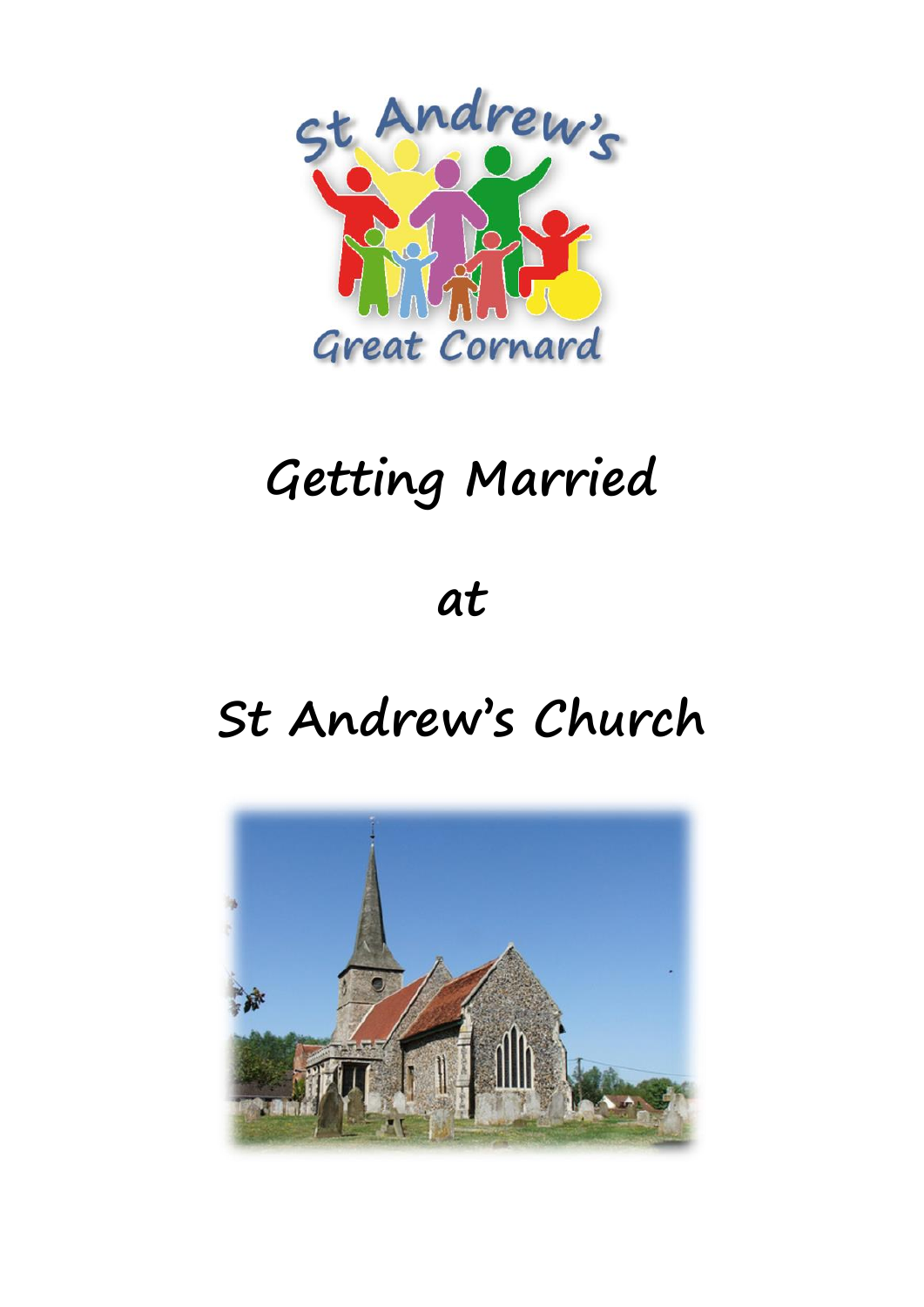St Andrew's

Great Cornard

# Getting Married

# at

# St Andrew's Church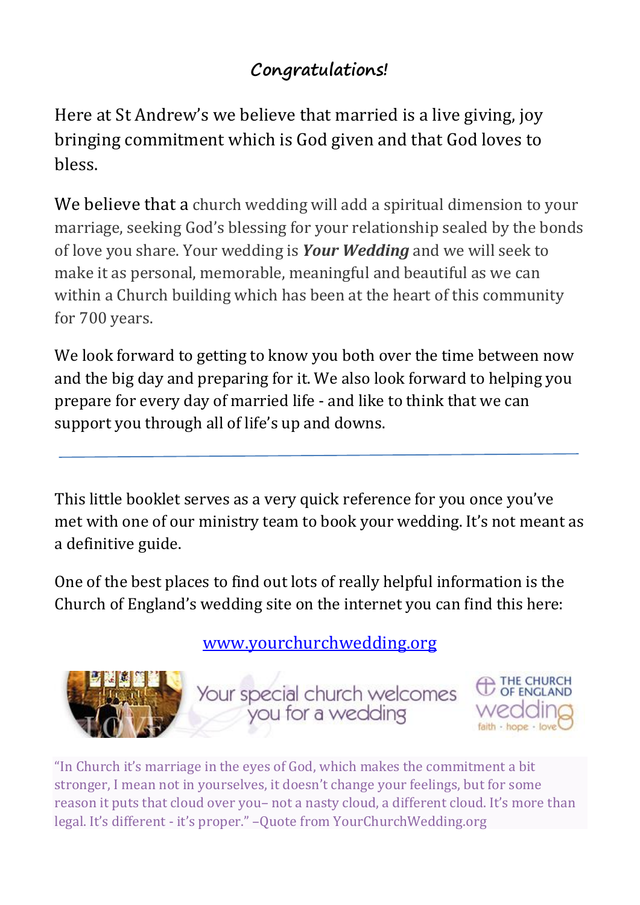## *Congratulations!*

Here at St Andrew's we believe that married is a live giving, joy bringing commitment which is God given and that God loves to bless.

We believe that a church wedding will add a spiritual dimension to your marriage, seeking God's blessing for your relationship sealed by the bonds of love you share. Your wedding is ***Your Wedding*** and we will seek to make it as personal, memorable, meaningful and beautiful as we can within a Church building which has been at the heart of this community for 700 years.

We look forward to getting to know you both over the time between now and the big day and preparing for it. We also look forward to helping you prepare for every day of married life - and like to think that we can support you through all of life's up and downs.

---

This little booklet serves as a very quick reference for you once you've met with one of our ministry team to book your wedding. It's not meant as a definitive guide.

One of the best places to find out lots of really helpful information is the Church of England's wedding site on the internet you can find this here:

[www.yourchurchwedding.org](http://www.yourchurchwedding.org)

Your special church welcomes you for a wedding

THE CHURCH OF ENGLAND wedding faith · hope · love

"In Church it's marriage in the eyes of God, which makes the commitment a bit stronger, I mean not in yourselves, it doesn't change your feelings, but for some reason it puts that cloud over you– not a nasty cloud, a different cloud. It's more than legal. It's different - it's proper." –Quote from YourChurchWedding.org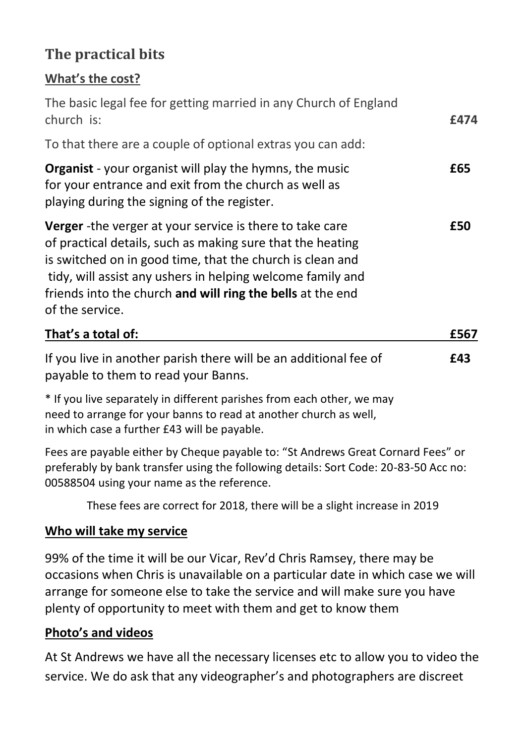## The practical bits

### What's the cost?

| | |
|---|---|
| The basic legal fee for getting married in any Church of England church is: | **£474** |
| To that there are a couple of optional extras you can add: | |
| **Organist** - your organist will play the hymns, the music for your entrance and exit from the church as well as playing during the signing of the register. | **£65** |
| **Verger** -the verger at your service is there to take care of practical details, such as making sure that the heating is switched on in good time, that the church is clean and tidy, will assist any ushers in helping welcome family and friends into the church **and will ring the bells** at the end of the service. | **£50** |
| **That's a total of:** | **£567** |
| If you live in another parish there will be an additional fee of payable to them to read your Banns. | **£43** |

* If you live separately in different parishes from each other, we may need to arrange for your banns to read at another church as well, in which case a further £43 will be payable.

Fees are payable either by Cheque payable to: "St Andrews Great Cornard Fees" or preferably by bank transfer using the following details: Sort Code: 20-83-50 Acc no: 00588504 using your name as the reference.

These fees are correct for 2018, there will be a slight increase in 2019

### Who will take my service

99% of the time it will be our Vicar, Rev'd Chris Ramsey, there may be occasions when Chris is unavailable on a particular date in which case we will arrange for someone else to take the service and will make sure you have plenty of opportunity to meet with them and get to know them

### Photo's and videos

At St Andrews we have all the necessary licenses etc to allow you to video the service. We do ask that any videographer's and photographers are discreet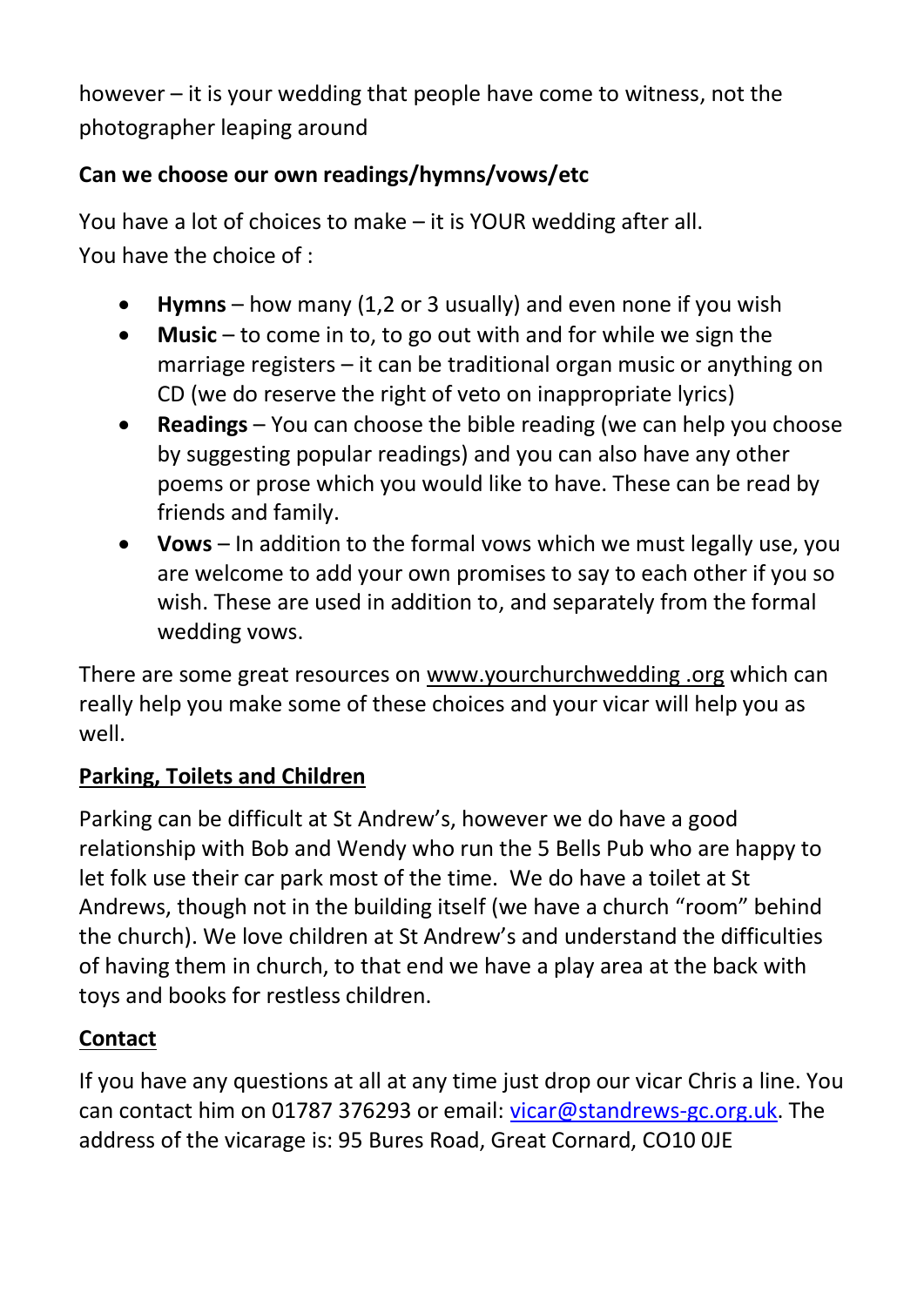however – it is your wedding that people have come to witness, not the photographer leaping around

**Can we choose our own readings/hymns/vows/etc**

You have a lot of choices to make – it is YOUR wedding after all.
You have the choice of :

- **Hymns** – how many (1,2 or 3 usually) and even none if you wish
- **Music** – to come in to, to go out with and for while we sign the marriage registers – it can be traditional organ music or anything on CD (we do reserve the right of veto on inappropriate lyrics)
- **Readings** – You can choose the bible reading (we can help you choose by suggesting popular readings) and you can also have any other poems or prose which you would like to have. These can be read by friends and family.
- **Vows** – In addition to the formal vows which we must legally use, you are welcome to add your own promises to say to each other if you so wish. These are used in addition to, and separately from the formal wedding vows.

There are some great resources on www.yourchurchwedding .org which can really help you make some of these choices and your vicar will help you as well.

## Parking, Toilets and Children

Parking can be difficult at St Andrew's, however we do have a good relationship with Bob and Wendy who run the 5 Bells Pub who are happy to let folk use their car park most of the time. We do have a toilet at St Andrews, though not in the building itself (we have a church "room" behind the church). We love children at St Andrew's and understand the difficulties of having them in church, to that end we have a play area at the back with toys and books for restless children.

## Contact

If you have any questions at all at any time just drop our vicar Chris a line. You can contact him on 01787 376293 or email: vicar@standrews-gc.org.uk. The address of the vicarage is: 95 Bures Road, Great Cornard, CO10 0JE